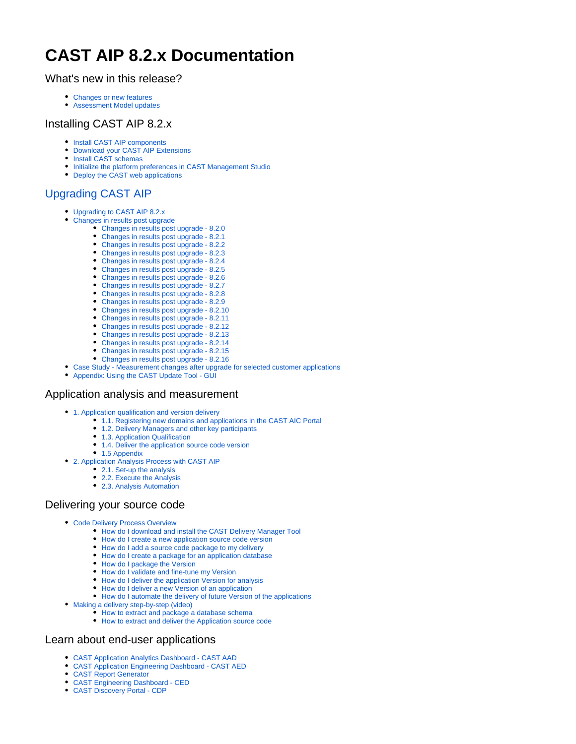# CAST AIP 8.2.x Documentation

## What's new in this release?

- Changes or new features
- Assessment Model updates

## Installing CAST AIP 8.2.x

- Install CAST AIP components
- Download your CAST AIP Extensions
- Install CAST schemas
- Initialize the platform preferences in CAST Management Studio
- Deploy the CAST web applications

## Upgrading CAST AIP

- Upgrading to CAST AIP 8.2.x
- Changes in results post upgrade
  - Changes in results post upgrade - 8.2.0
  - Changes in results post upgrade - 8.2.1
  - Changes in results post upgrade - 8.2.2
  - Changes in results post upgrade - 8.2.3
  - Changes in results post upgrade - 8.2.4
  - Changes in results post upgrade - 8.2.5
  - Changes in results post upgrade - 8.2.6
  - Changes in results post upgrade - 8.2.7
  - Changes in results post upgrade - 8.2.8
  - Changes in results post upgrade - 8.2.9
  - Changes in results post upgrade - 8.2.10
  - Changes in results post upgrade - 8.2.11
  - Changes in results post upgrade - 8.2.12
  - Changes in results post upgrade - 8.2.13
  - Changes in results post upgrade - 8.2.14
  - Changes in results post upgrade - 8.2.15
  - Changes in results post upgrade - 8.2.16
- Case Study - Measurement changes after upgrade for selected customer applications
- Appendix: Using the CAST Update Tool - GUI

## Application analysis and measurement

- 1. Application qualification and version delivery
  - 1.1. Registering new domains and applications in the CAST AIC Portal
  - 1.2. Delivery Managers and other key participants
  - 1.3. Application Qualification
  - 1.4. Deliver the application source code version
  - 1.5 Appendix
- 2. Application Analysis Process with CAST AIP
  - 2.1. Set-up the analysis
  - 2.2. Execute the Analysis
  - 2.3. Analysis Automation

## Delivering your source code

- Code Delivery Process Overview
  - How do I download and install the CAST Delivery Manager Tool
  - How do I create a new application source code version
  - How do I add a source code package to my delivery
  - How do I create a package for an application database
  - How do I package the Version
  - How do I validate and fine-tune my Version
  - How do I deliver the application Version for analysis
  - How do I deliver a new Version of an application
  - How do I automate the delivery of future Version of the applications
- Making a delivery step-by-step (video)
  - How to extract and package a database schema
  - How to extract and deliver the Application source code

## Learn about end-user applications

- CAST Application Analytics Dashboard - CAST AAD
- CAST Application Engineering Dashboard - CAST AED
- CAST Report Generator
- CAST Engineering Dashboard - CED
- CAST Discovery Portal - CDP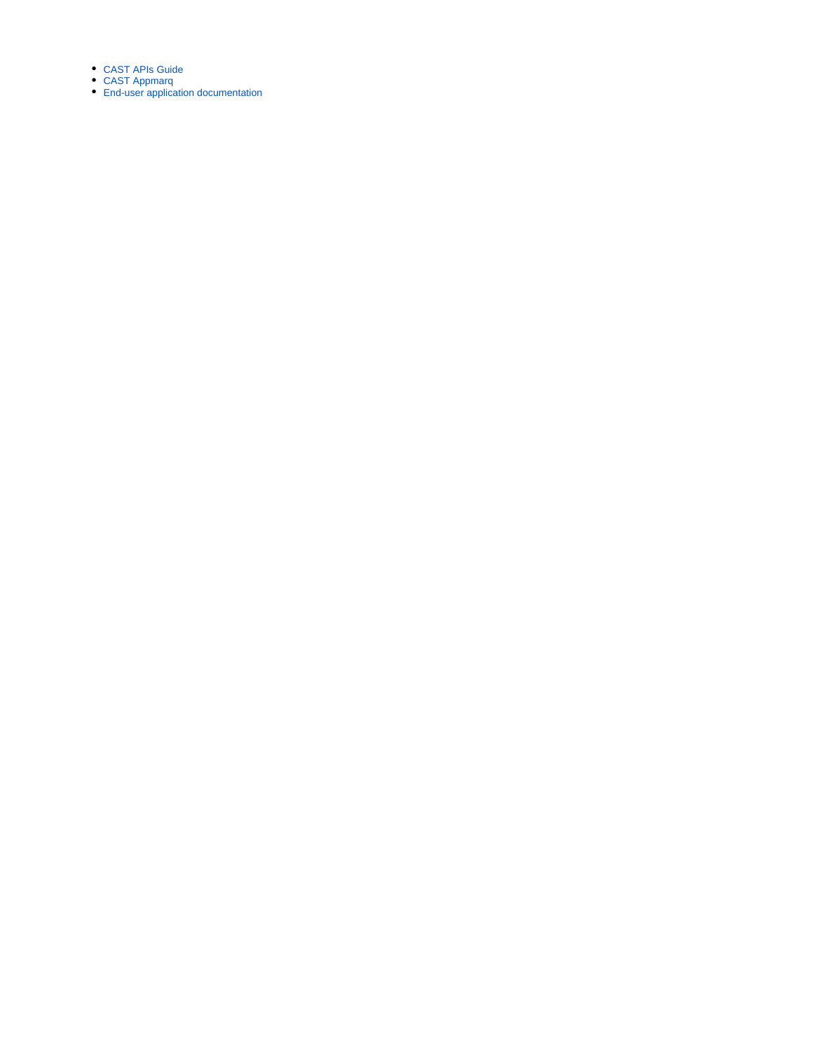- CAST APIs Guide
- CAST Appmarq
- End-user application documentation